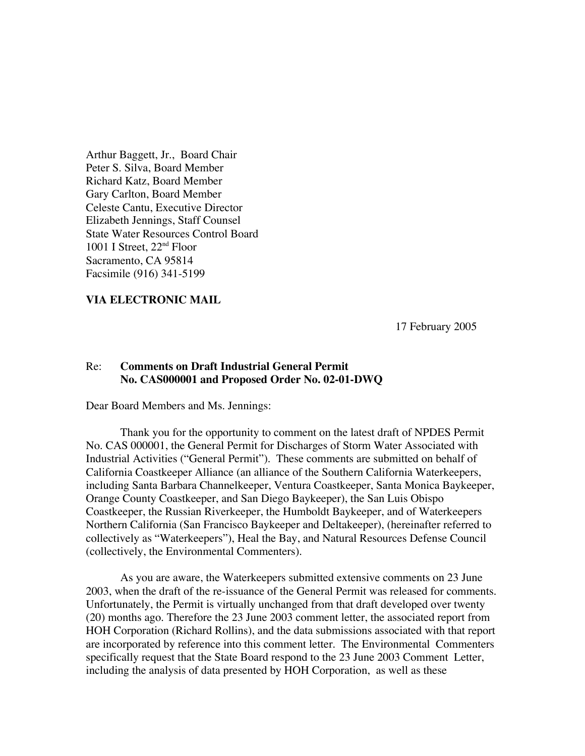Arthur Baggett, Jr., Board Chair
Peter S. Silva, Board Member
Richard Katz, Board Member
Gary Carlton, Board Member
Celeste Cantu, Executive Director
Elizabeth Jennings, Staff Counsel
State Water Resources Control Board
1001 I Street, 22nd Floor
Sacramento, CA 95814
Facsimile (916) 341-5199

**VIA ELECTRONIC MAIL**

17 February 2005

Re: **Comments on Draft Industrial General Permit No. CAS000001 and Proposed Order No. 02-01-DWQ**

Dear Board Members and Ms. Jennings:

Thank you for the opportunity to comment on the latest draft of NPDES Permit No. CAS 000001, the General Permit for Discharges of Storm Water Associated with Industrial Activities ("General Permit"). These comments are submitted on behalf of California Coastkeeper Alliance (an alliance of the Southern California Waterkeepers, including Santa Barbara Channelkeeper, Ventura Coastkeeper, Santa Monica Baykeeper, Orange County Coastkeeper, and San Diego Baykeeper), the San Luis Obispo Coastkeeper, the Russian Riverkeeper, the Humboldt Baykeeper, and of Waterkeepers Northern California (San Francisco Baykeeper and Deltakeeper), (hereinafter referred to collectively as "Waterkeepers"), Heal the Bay, and Natural Resources Defense Council (collectively, the Environmental Commenters).

As you are aware, the Waterkeepers submitted extensive comments on 23 June 2003, when the draft of the re-issuance of the General Permit was released for comments. Unfortunately, the Permit is virtually unchanged from that draft developed over twenty (20) months ago. Therefore the 23 June 2003 comment letter, the associated report from HOH Corporation (Richard Rollins), and the data submissions associated with that report are incorporated by reference into this comment letter. The Environmental Commenters specifically request that the State Board respond to the 23 June 2003 Comment Letter, including the analysis of data presented by HOH Corporation, as well as these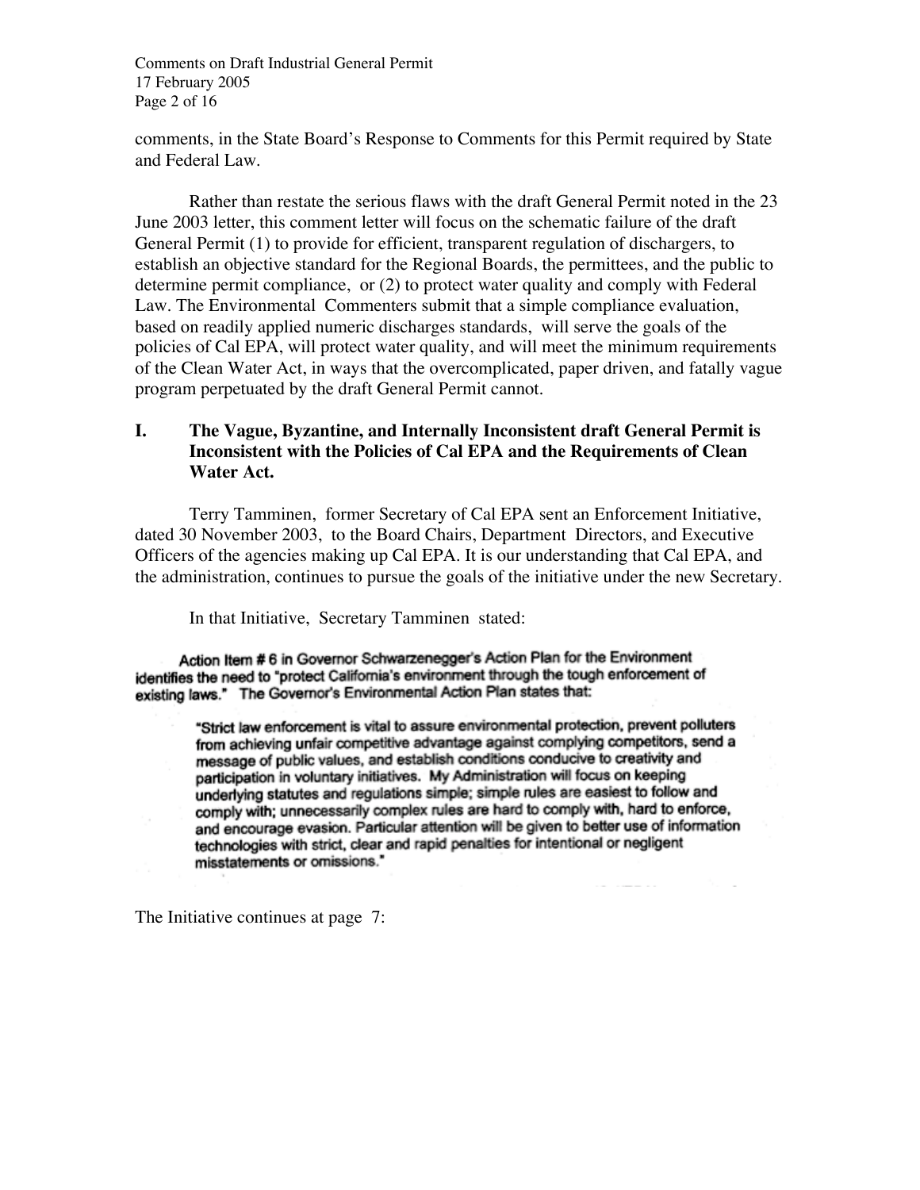comments, in the State Board's Response to Comments for this Permit required by State and Federal Law.

Rather than restate the serious flaws with the draft General Permit noted in the 23 June 2003 letter, this comment letter will focus on the schematic failure of the draft General Permit (1) to provide for efficient, transparent regulation of dischargers, to establish an objective standard for the Regional Boards, the permittees, and the public to determine permit compliance, or (2) to protect water quality and comply with Federal Law. The Environmental Commenters submit that a simple compliance evaluation, based on readily applied numeric discharges standards, will serve the goals of the policies of Cal EPA, will protect water quality, and will meet the minimum requirements of the Clean Water Act, in ways that the overcomplicated, paper driven, and fatally vague program perpetuated by the draft General Permit cannot.

## I. The Vague, Byzantine, and Internally Inconsistent draft General Permit is Inconsistent with the Policies of Cal EPA and the Requirements of Clean Water Act.

Terry Tamminen, former Secretary of Cal EPA sent an Enforcement Initiative, dated 30 November 2003, to the Board Chairs, Department Directors, and Executive Officers of the agencies making up Cal EPA. It is our understanding that Cal EPA, and the administration, continues to pursue the goals of the initiative under the new Secretary.

In that Initiative, Secretary Tamminen stated:

> Action Item # 6 in Governor Schwarzenegger's Action Plan for the Environment identifies the need to "protect California's environment through the tough enforcement of existing laws." The Governor's Environmental Action Plan states that:
>
> > "Strict law enforcement is vital to assure environmental protection, prevent polluters from achieving unfair competitive advantage against complying competitors, send a message of public values, and establish conditions conducive to creativity and participation in voluntary initiatives. My Administration will focus on keeping underlying statutes and regulations simple; simple rules are easiest to follow and comply with; unnecessarily complex rules are hard to comply with, hard to enforce, and encourage evasion. Particular attention will be given to better use of information technologies with strict, clear and rapid penalties for intentional or negligent misstatements or omissions."

The Initiative continues at page 7: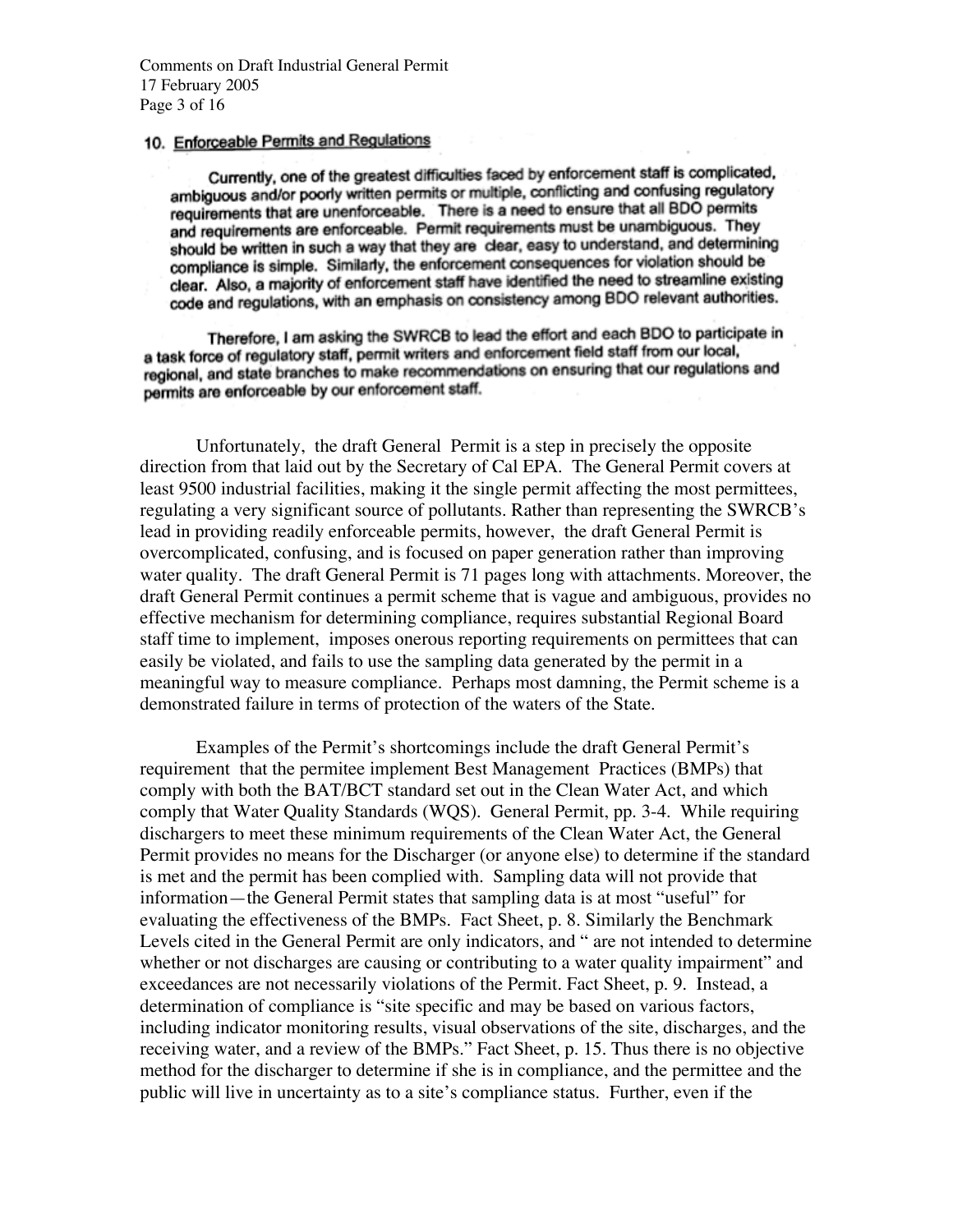10. Enforceable Permits and Regulations

> Currently, one of the greatest difficulties faced by enforcement staff is complicated, ambiguous and/or poorly written permits or multiple, conflicting and confusing regulatory requirements that are unenforceable. There is a need to ensure that all BDO permits and requirements are enforceable. Permit requirements must be unambiguous. They should be written in such a way that they are clear, easy to understand, and determining compliance is simple. Similarly, the enforcement consequences for violation should be clear. Also, a majority of enforcement staff have identified the need to streamline existing code and regulations, with an emphasis on consistency among BDO relevant authorities.
>
> Therefore, I am asking the SWRCB to lead the effort and each BDO to participate in a task force of regulatory staff, permit writers and enforcement field staff from our local, regional, and state branches to make recommendations on ensuring that our regulations and permits are enforceable by our enforcement staff.

Unfortunately, the draft General Permit is a step in precisely the opposite direction from that laid out by the Secretary of Cal EPA. The General Permit covers at least 9500 industrial facilities, making it the single permit affecting the most permittees, regulating a very significant source of pollutants. Rather than representing the SWRCB's lead in providing readily enforceable permits, however, the draft General Permit is overcomplicated, confusing, and is focused on paper generation rather than improving water quality. The draft General Permit is 71 pages long with attachments. Moreover, the draft General Permit continues a permit scheme that is vague and ambiguous, provides no effective mechanism for determining compliance, requires substantial Regional Board staff time to implement, imposes onerous reporting requirements on permittees that can easily be violated, and fails to use the sampling data generated by the permit in a meaningful way to measure compliance. Perhaps most damning, the Permit scheme is a demonstrated failure in terms of protection of the waters of the State.

Examples of the Permit's shortcomings include the draft General Permit's requirement that the permitee implement Best Management Practices (BMPs) that comply with both the BAT/BCT standard set out in the Clean Water Act, and which comply that Water Quality Standards (WQS). General Permit, pp. 3-4. While requiring dischargers to meet these minimum requirements of the Clean Water Act, the General Permit provides no means for the Discharger (or anyone else) to determine if the standard is met and the permit has been complied with. Sampling data will not provide that information—the General Permit states that sampling data is at most "useful" for evaluating the effectiveness of the BMPs. Fact Sheet, p. 8. Similarly the Benchmark Levels cited in the General Permit are only indicators, and " are not intended to determine whether or not discharges are causing or contributing to a water quality impairment" and exceedances are not necessarily violations of the Permit. Fact Sheet, p. 9. Instead, a determination of compliance is "site specific and may be based on various factors, including indicator monitoring results, visual observations of the site, discharges, and the receiving water, and a review of the BMPs." Fact Sheet, p. 15. Thus there is no objective method for the discharger to determine if she is in compliance, and the permittee and the public will live in uncertainty as to a site's compliance status. Further, even if the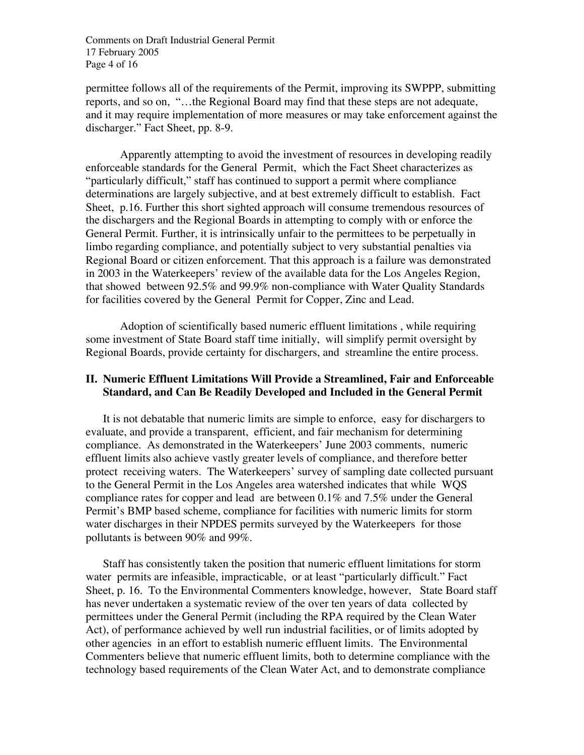permittee follows all of the requirements of the Permit, improving its SWPPP, submitting reports, and so on, "…the Regional Board may find that these steps are not adequate, and it may require implementation of more measures or may take enforcement against the discharger." Fact Sheet, pp. 8-9.

Apparently attempting to avoid the investment of resources in developing readily enforceable standards for the General Permit, which the Fact Sheet characterizes as "particularly difficult," staff has continued to support a permit where compliance determinations are largely subjective, and at best extremely difficult to establish. Fact Sheet, p.16. Further this short sighted approach will consume tremendous resources of the dischargers and the Regional Boards in attempting to comply with or enforce the General Permit. Further, it is intrinsically unfair to the permittees to be perpetually in limbo regarding compliance, and potentially subject to very substantial penalties via Regional Board or citizen enforcement. That this approach is a failure was demonstrated in 2003 in the Waterkeepers' review of the available data for the Los Angeles Region, that showed between 92.5% and 99.9% non-compliance with Water Quality Standards for facilities covered by the General Permit for Copper, Zinc and Lead.

Adoption of scientifically based numeric effluent limitations , while requiring some investment of State Board staff time initially, will simplify permit oversight by Regional Boards, provide certainty for dischargers, and streamline the entire process.

## II. Numeric Effluent Limitations Will Provide a Streamlined, Fair and Enforceable Standard, and Can Be Readily Developed and Included in the General Permit

It is not debatable that numeric limits are simple to enforce, easy for dischargers to evaluate, and provide a transparent, efficient, and fair mechanism for determining compliance. As demonstrated in the Waterkeepers' June 2003 comments, numeric effluent limits also achieve vastly greater levels of compliance, and therefore better protect receiving waters. The Waterkeepers' survey of sampling date collected pursuant to the General Permit in the Los Angeles area watershed indicates that while WQS compliance rates for copper and lead are between 0.1% and 7.5% under the General Permit's BMP based scheme, compliance for facilities with numeric limits for storm water discharges in their NPDES permits surveyed by the Waterkeepers for those pollutants is between 90% and 99%.

Staff has consistently taken the position that numeric effluent limitations for storm water permits are infeasible, impracticable, or at least "particularly difficult." Fact Sheet, p. 16. To the Environmental Commenters knowledge, however, State Board staff has never undertaken a systematic review of the over ten years of data collected by permittees under the General Permit (including the RPA required by the Clean Water Act), of performance achieved by well run industrial facilities, or of limits adopted by other agencies in an effort to establish numeric effluent limits. The Environmental Commenters believe that numeric effluent limits, both to determine compliance with the technology based requirements of the Clean Water Act, and to demonstrate compliance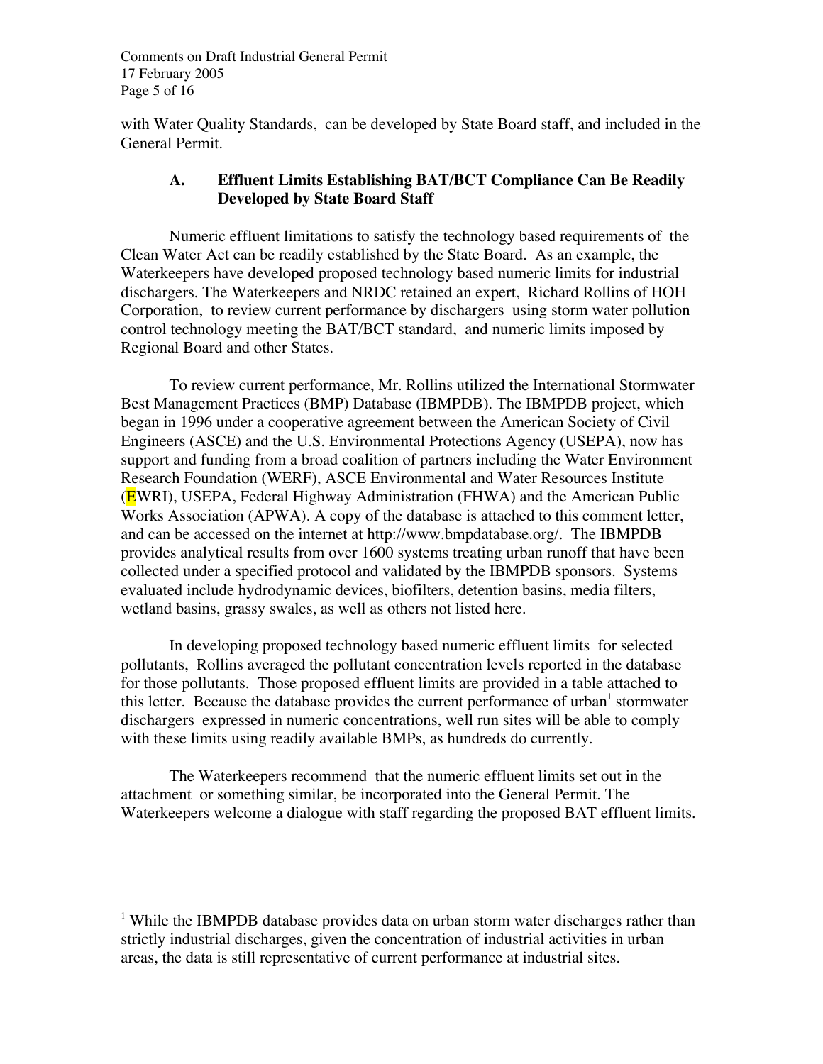with Water Quality Standards, can be developed by State Board staff, and included in the General Permit.

### A. Effluent Limits Establishing BAT/BCT Compliance Can Be Readily Developed by State Board Staff

Numeric effluent limitations to satisfy the technology based requirements of the Clean Water Act can be readily established by the State Board. As an example, the Waterkeepers have developed proposed technology based numeric limits for industrial dischargers. The Waterkeepers and NRDC retained an expert, Richard Rollins of HOH Corporation, to review current performance by dischargers using storm water pollution control technology meeting the BAT/BCT standard, and numeric limits imposed by Regional Board and other States.

To review current performance, Mr. Rollins utilized the International Stormwater Best Management Practices (BMP) Database (IBMPDB). The IBMPDB project, which began in 1996 under a cooperative agreement between the American Society of Civil Engineers (ASCE) and the U.S. Environmental Protections Agency (USEPA), now has support and funding from a broad coalition of partners including the Water Environment Research Foundation (WERF), ASCE Environmental and Water Resources Institute (EWRI), USEPA, Federal Highway Administration (FHWA) and the American Public Works Association (APWA). A copy of the database is attached to this comment letter, and can be accessed on the internet at http://www.bmpdatabase.org/. The IBMPDB provides analytical results from over 1600 systems treating urban runoff that have been collected under a specified protocol and validated by the IBMPDB sponsors. Systems evaluated include hydrodynamic devices, biofilters, detention basins, media filters, wetland basins, grassy swales, as well as others not listed here.

In developing proposed technology based numeric effluent limits for selected pollutants, Rollins averaged the pollutant concentration levels reported in the database for those pollutants. Those proposed effluent limits are provided in a table attached to this letter. Because the database provides the current performance of urban[1] stormwater dischargers expressed in numeric concentrations, well run sites will be able to comply with these limits using readily available BMPs, as hundreds do currently.

The Waterkeepers recommend that the numeric effluent limits set out in the attachment or something similar, be incorporated into the General Permit. The Waterkeepers welcome a dialogue with staff regarding the proposed BAT effluent limits.

---

[1] While the IBMPDB database provides data on urban storm water discharges rather than strictly industrial discharges, given the concentration of industrial activities in urban areas, the data is still representative of current performance at industrial sites.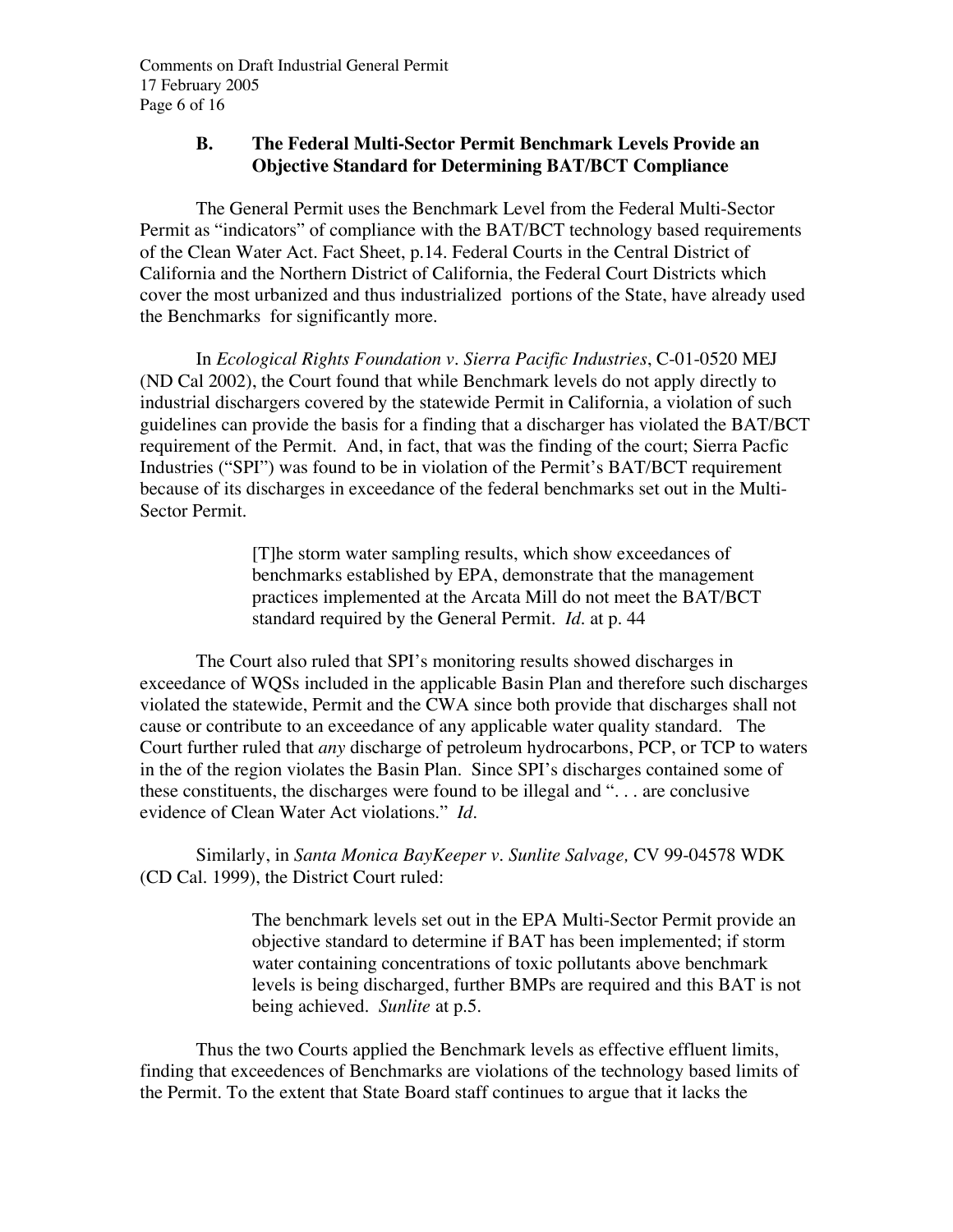### B. The Federal Multi-Sector Permit Benchmark Levels Provide an Objective Standard for Determining BAT/BCT Compliance

The General Permit uses the Benchmark Level from the Federal Multi-Sector Permit as "indicators" of compliance with the BAT/BCT technology based requirements of the Clean Water Act. Fact Sheet, p.14. Federal Courts in the Central District of California and the Northern District of California, the Federal Court Districts which cover the most urbanized and thus industrialized portions of the State, have already used the Benchmarks for significantly more.

In *Ecological Rights Foundation v. Sierra Pacific Industries*, C-01-0520 MEJ (ND Cal 2002), the Court found that while Benchmark levels do not apply directly to industrial dischargers covered by the statewide Permit in California, a violation of such guidelines can provide the basis for a finding that a discharger has violated the BAT/BCT requirement of the Permit. And, in fact, that was the finding of the court; Sierra Pacfic Industries ("SPI") was found to be in violation of the Permit's BAT/BCT requirement because of its discharges in exceedance of the federal benchmarks set out in the Multi-Sector Permit.

> [T]he storm water sampling results, which show exceedances of benchmarks established by EPA, demonstrate that the management practices implemented at the Arcata Mill do not meet the BAT/BCT standard required by the General Permit. *Id.* at p. 44

The Court also ruled that SPI's monitoring results showed discharges in exceedance of WQSs included in the applicable Basin Plan and therefore such discharges violated the statewide, Permit and the CWA since both provide that discharges shall not cause or contribute to an exceedance of any applicable water quality standard. The Court further ruled that *any* discharge of petroleum hydrocarbons, PCP, or TCP to waters in the of the region violates the Basin Plan. Since SPI's discharges contained some of these constituents, the discharges were found to be illegal and ". . . are conclusive evidence of Clean Water Act violations." *Id.*

Similarly, in *Santa Monica BayKeeper v. Sunlite Salvage,* CV 99-04578 WDK (CD Cal. 1999), the District Court ruled:

> The benchmark levels set out in the EPA Multi-Sector Permit provide an objective standard to determine if BAT has been implemented; if storm water containing concentrations of toxic pollutants above benchmark levels is being discharged, further BMPs are required and this BAT is not being achieved. *Sunlite* at p.5.

Thus the two Courts applied the Benchmark levels as effective effluent limits, finding that exceedences of Benchmarks are violations of the technology based limits of the Permit. To the extent that State Board staff continues to argue that it lacks the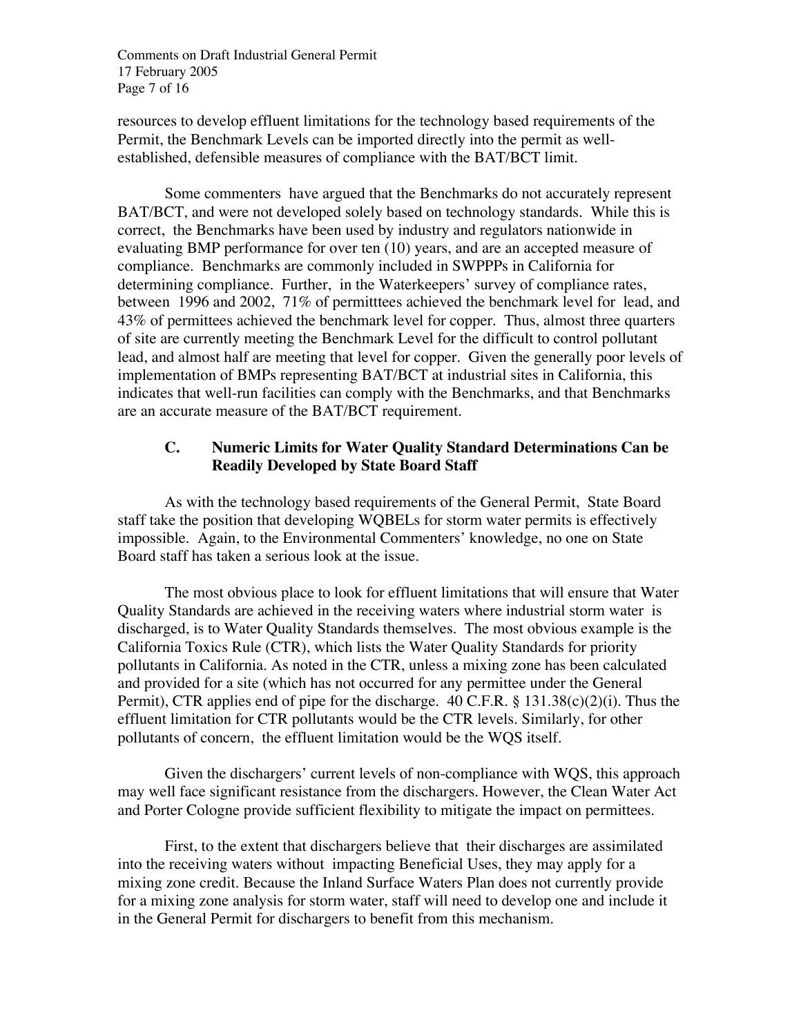resources to develop effluent limitations for the technology based requirements of the Permit, the Benchmark Levels can be imported directly into the permit as well-established, defensible measures of compliance with the BAT/BCT limit.

Some commenters have argued that the Benchmarks do not accurately represent BAT/BCT, and were not developed solely based on technology standards. While this is correct, the Benchmarks have been used by industry and regulators nationwide in evaluating BMP performance for over ten (10) years, and are an accepted measure of compliance. Benchmarks are commonly included in SWPPPs in California for determining compliance. Further, in the Waterkeepers' survey of compliance rates, between 1996 and 2002, 71% of permitttees achieved the benchmark level for lead, and 43% of permittees achieved the benchmark level for copper. Thus, almost three quarters of site are currently meeting the Benchmark Level for the difficult to control pollutant lead, and almost half are meeting that level for copper. Given the generally poor levels of implementation of BMPs representing BAT/BCT at industrial sites in California, this indicates that well-run facilities can comply with the Benchmarks, and that Benchmarks are an accurate measure of the BAT/BCT requirement.

### C. Numeric Limits for Water Quality Standard Determinations Can be Readily Developed by State Board Staff

As with the technology based requirements of the General Permit, State Board staff take the position that developing WQBELs for storm water permits is effectively impossible. Again, to the Environmental Commenters' knowledge, no one on State Board staff has taken a serious look at the issue.

The most obvious place to look for effluent limitations that will ensure that Water Quality Standards are achieved in the receiving waters where industrial storm water is discharged, is to Water Quality Standards themselves. The most obvious example is the California Toxics Rule (CTR), which lists the Water Quality Standards for priority pollutants in California. As noted in the CTR, unless a mixing zone has been calculated and provided for a site (which has not occurred for any permittee under the General Permit), CTR applies end of pipe for the discharge. 40 C.F.R. § 131.38(c)(2)(i). Thus the effluent limitation for CTR pollutants would be the CTR levels. Similarly, for other pollutants of concern, the effluent limitation would be the WQS itself.

Given the dischargers' current levels of non-compliance with WQS, this approach may well face significant resistance from the dischargers. However, the Clean Water Act and Porter Cologne provide sufficient flexibility to mitigate the impact on permittees.

First, to the extent that dischargers believe that their discharges are assimilated into the receiving waters without impacting Beneficial Uses, they may apply for a mixing zone credit. Because the Inland Surface Waters Plan does not currently provide for a mixing zone analysis for storm water, staff will need to develop one and include it in the General Permit for dischargers to benefit from this mechanism.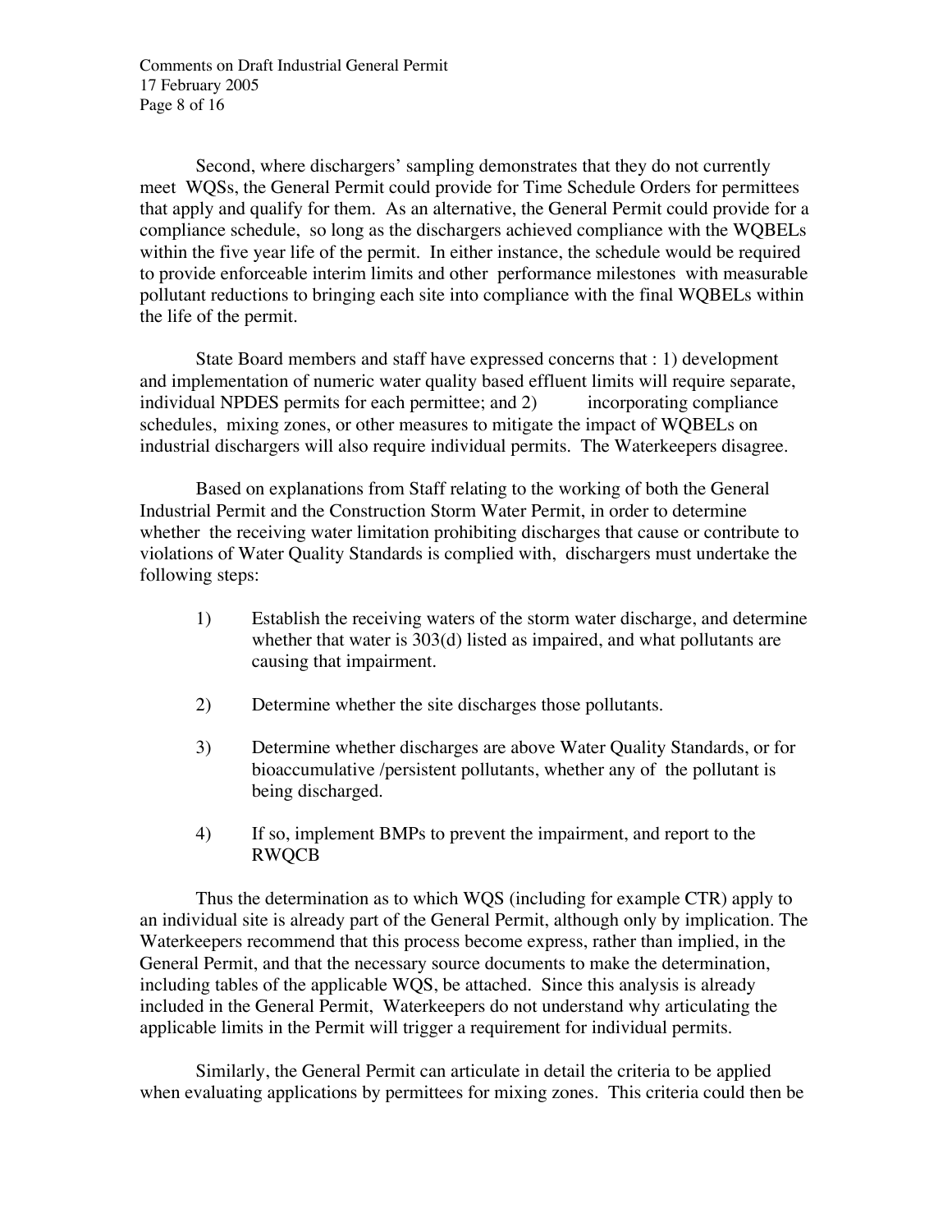Second, where dischargers' sampling demonstrates that they do not currently meet WQSs, the General Permit could provide for Time Schedule Orders for permittees that apply and qualify for them. As an alternative, the General Permit could provide for a compliance schedule, so long as the dischargers achieved compliance with the WQBELs within the five year life of the permit. In either instance, the schedule would be required to provide enforceable interim limits and other performance milestones with measurable pollutant reductions to bringing each site into compliance with the final WQBELs within the life of the permit.

State Board members and staff have expressed concerns that : 1) development and implementation of numeric water quality based effluent limits will require separate, individual NPDES permits for each permittee; and 2) incorporating compliance schedules, mixing zones, or other measures to mitigate the impact of WQBELs on industrial dischargers will also require individual permits. The Waterkeepers disagree.

Based on explanations from Staff relating to the working of both the General Industrial Permit and the Construction Storm Water Permit, in order to determine whether the receiving water limitation prohibiting discharges that cause or contribute to violations of Water Quality Standards is complied with, dischargers must undertake the following steps:

1) Establish the receiving waters of the storm water discharge, and determine whether that water is 303(d) listed as impaired, and what pollutants are causing that impairment.

2) Determine whether the site discharges those pollutants.

3) Determine whether discharges are above Water Quality Standards, or for bioaccumulative /persistent pollutants, whether any of the pollutant is being discharged.

4) If so, implement BMPs to prevent the impairment, and report to the RWQCB

Thus the determination as to which WQS (including for example CTR) apply to an individual site is already part of the General Permit, although only by implication. The Waterkeepers recommend that this process become express, rather than implied, in the General Permit, and that the necessary source documents to make the determination, including tables of the applicable WQS, be attached. Since this analysis is already included in the General Permit, Waterkeepers do not understand why articulating the applicable limits in the Permit will trigger a requirement for individual permits.

Similarly, the General Permit can articulate in detail the criteria to be applied when evaluating applications by permittees for mixing zones. This criteria could then be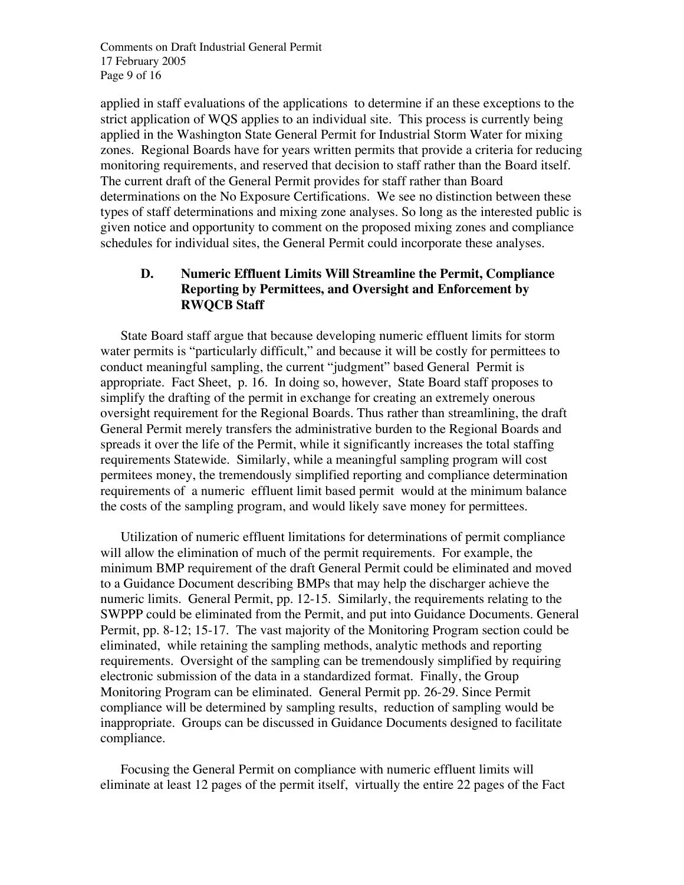applied in staff evaluations of the applications to determine if an these exceptions to the strict application of WQS applies to an individual site. This process is currently being applied in the Washington State General Permit for Industrial Storm Water for mixing zones. Regional Boards have for years written permits that provide a criteria for reducing monitoring requirements, and reserved that decision to staff rather than the Board itself. The current draft of the General Permit provides for staff rather than Board determinations on the No Exposure Certifications. We see no distinction between these types of staff determinations and mixing zone analyses. So long as the interested public is given notice and opportunity to comment on the proposed mixing zones and compliance schedules for individual sites, the General Permit could incorporate these analyses.

### D. Numeric Effluent Limits Will Streamline the Permit, Compliance Reporting by Permittees, and Oversight and Enforcement by RWQCB Staff

State Board staff argue that because developing numeric effluent limits for storm water permits is "particularly difficult," and because it will be costly for permittees to conduct meaningful sampling, the current "judgment" based General Permit is appropriate. Fact Sheet, p. 16. In doing so, however, State Board staff proposes to simplify the drafting of the permit in exchange for creating an extremely onerous oversight requirement for the Regional Boards. Thus rather than streamlining, the draft General Permit merely transfers the administrative burden to the Regional Boards and spreads it over the life of the Permit, while it significantly increases the total staffing requirements Statewide. Similarly, while a meaningful sampling program will cost permitees money, the tremendously simplified reporting and compliance determination requirements of a numeric effluent limit based permit would at the minimum balance the costs of the sampling program, and would likely save money for permittees.

Utilization of numeric effluent limitations for determinations of permit compliance will allow the elimination of much of the permit requirements. For example, the minimum BMP requirement of the draft General Permit could be eliminated and moved to a Guidance Document describing BMPs that may help the discharger achieve the numeric limits. General Permit, pp. 12-15. Similarly, the requirements relating to the SWPPP could be eliminated from the Permit, and put into Guidance Documents. General Permit, pp. 8-12; 15-17. The vast majority of the Monitoring Program section could be eliminated, while retaining the sampling methods, analytic methods and reporting requirements. Oversight of the sampling can be tremendously simplified by requiring electronic submission of the data in a standardized format. Finally, the Group Monitoring Program can be eliminated. General Permit pp. 26-29. Since Permit compliance will be determined by sampling results, reduction of sampling would be inappropriate. Groups can be discussed in Guidance Documents designed to facilitate compliance.

Focusing the General Permit on compliance with numeric effluent limits will eliminate at least 12 pages of the permit itself, virtually the entire 22 pages of the Fact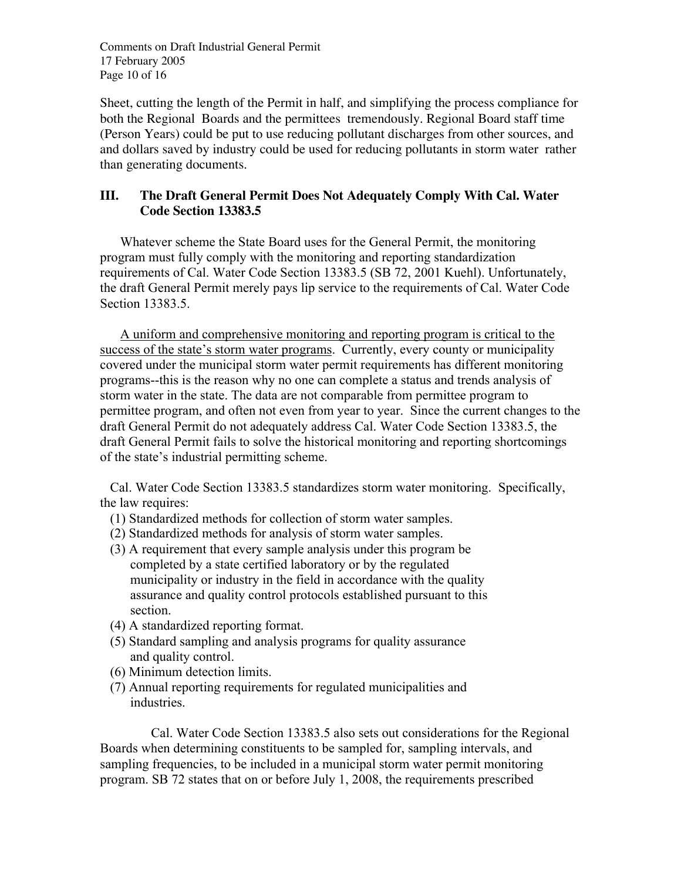Sheet, cutting the length of the Permit in half, and simplifying the process compliance for both the Regional Boards and the permittees tremendously. Regional Board staff time (Person Years) could be put to use reducing pollutant discharges from other sources, and and dollars saved by industry could be used for reducing pollutants in storm water rather than generating documents.

## III. The Draft General Permit Does Not Adequately Comply With Cal. Water Code Section 13383.5

Whatever scheme the State Board uses for the General Permit, the monitoring program must fully comply with the monitoring and reporting standardization requirements of Cal. Water Code Section 13383.5 (SB 72, 2001 Kuehl). Unfortunately, the draft General Permit merely pays lip service to the requirements of Cal. Water Code Section 13383.5.

<u>A uniform and comprehensive monitoring and reporting program is critical to the success of the state's storm water programs</u>. Currently, every county or municipality covered under the municipal storm water permit requirements has different monitoring programs--this is the reason why no one can complete a status and trends analysis of storm water in the state. The data are not comparable from permittee program to permittee program, and often not even from year to year. Since the current changes to the draft General Permit do not adequately address Cal. Water Code Section 13383.5, the draft General Permit fails to solve the historical monitoring and reporting shortcomings of the state's industrial permitting scheme.

Cal. Water Code Section 13383.5 standardizes storm water monitoring. Specifically, the law requires:

(1) Standardized methods for collection of storm water samples.
(2) Standardized methods for analysis of storm water samples.
(3) A requirement that every sample analysis under this program be completed by a state certified laboratory or by the regulated municipality or industry in the field in accordance with the quality assurance and quality control protocols established pursuant to this section.
(4) A standardized reporting format.
(5) Standard sampling and analysis programs for quality assurance and quality control.
(6) Minimum detection limits.
(7) Annual reporting requirements for regulated municipalities and industries.

Cal. Water Code Section 13383.5 also sets out considerations for the Regional Boards when determining constituents to be sampled for, sampling intervals, and sampling frequencies, to be included in a municipal storm water permit monitoring program. SB 72 states that on or before July 1, 2008, the requirements prescribed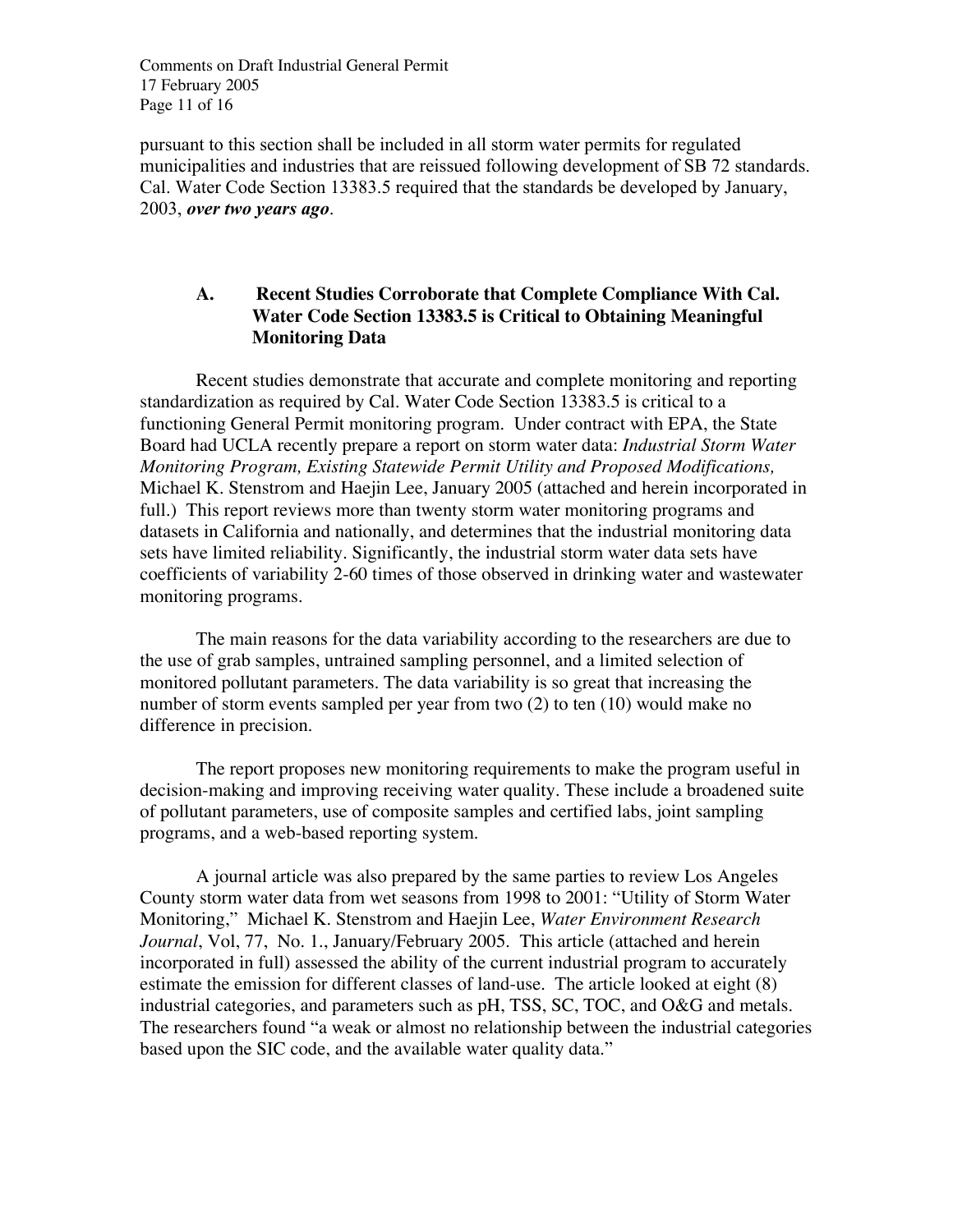pursuant to this section shall be included in all storm water permits for regulated municipalities and industries that are reissued following development of SB 72 standards. Cal. Water Code Section 13383.5 required that the standards be developed by January, 2003, ***over two years ago***.

### A. Recent Studies Corroborate that Complete Compliance With Cal. Water Code Section 13383.5 is Critical to Obtaining Meaningful Monitoring Data

Recent studies demonstrate that accurate and complete monitoring and reporting standardization as required by Cal. Water Code Section 13383.5 is critical to a functioning General Permit monitoring program. Under contract with EPA, the State Board had UCLA recently prepare a report on storm water data: *Industrial Storm Water Monitoring Program, Existing Statewide Permit Utility and Proposed Modifications,* Michael K. Stenstrom and Haejin Lee, January 2005 (attached and herein incorporated in full.) This report reviews more than twenty storm water monitoring programs and datasets in California and nationally, and determines that the industrial monitoring data sets have limited reliability. Significantly, the industrial storm water data sets have coefficients of variability 2-60 times of those observed in drinking water and wastewater monitoring programs.

The main reasons for the data variability according to the researchers are due to the use of grab samples, untrained sampling personnel, and a limited selection of monitored pollutant parameters. The data variability is so great that increasing the number of storm events sampled per year from two (2) to ten (10) would make no difference in precision.

The report proposes new monitoring requirements to make the program useful in decision-making and improving receiving water quality. These include a broadened suite of pollutant parameters, use of composite samples and certified labs, joint sampling programs, and a web-based reporting system.

A journal article was also prepared by the same parties to review Los Angeles County storm water data from wet seasons from 1998 to 2001: "Utility of Storm Water Monitoring," Michael K. Stenstrom and Haejin Lee, *Water Environment Research Journal*, Vol, 77, No. 1., January/February 2005. This article (attached and herein incorporated in full) assessed the ability of the current industrial program to accurately estimate the emission for different classes of land-use. The article looked at eight (8) industrial categories, and parameters such as pH, TSS, SC, TOC, and O&G and metals. The researchers found "a weak or almost no relationship between the industrial categories based upon the SIC code, and the available water quality data."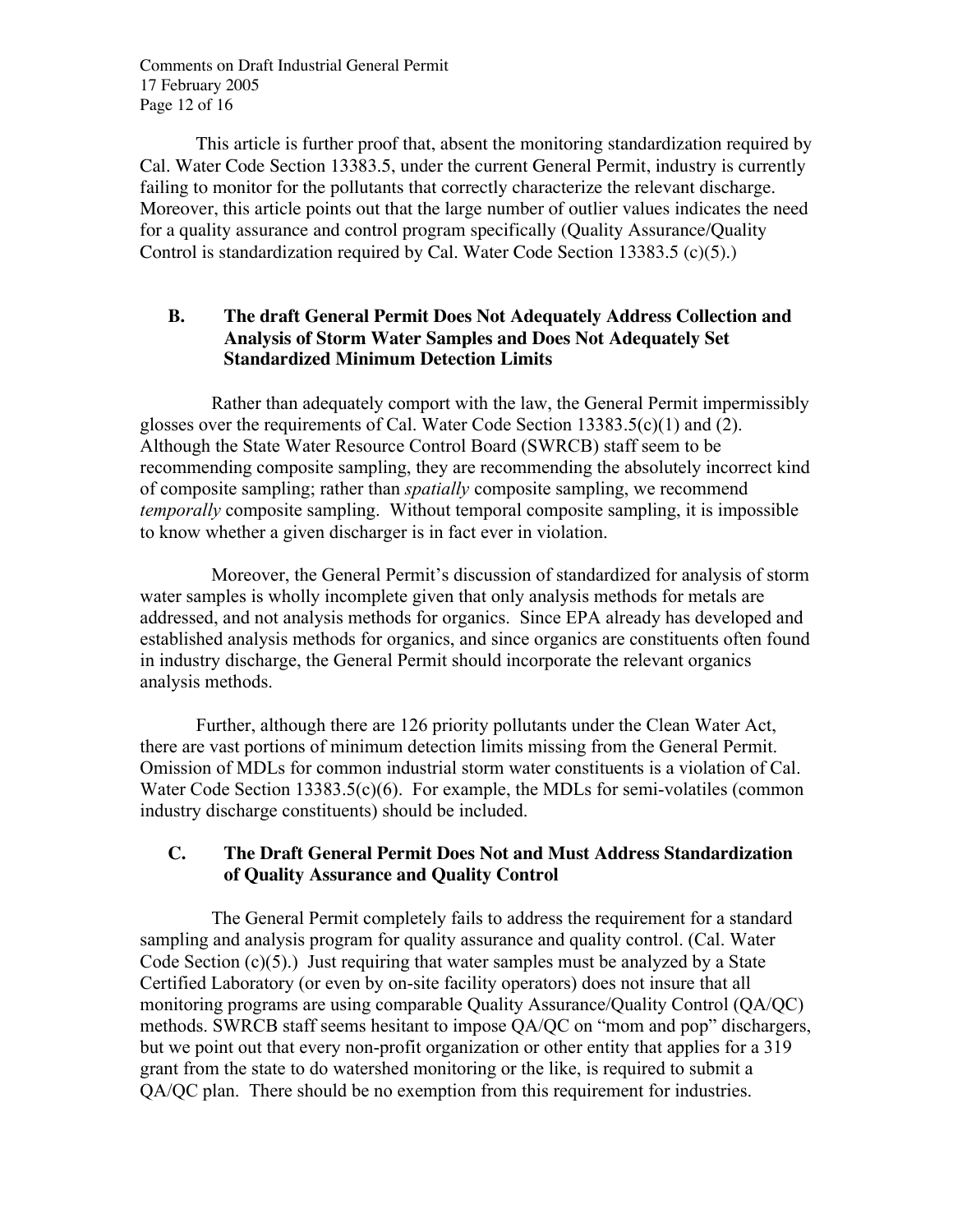This article is further proof that, absent the monitoring standardization required by Cal. Water Code Section 13383.5, under the current General Permit, industry is currently failing to monitor for the pollutants that correctly characterize the relevant discharge. Moreover, this article points out that the large number of outlier values indicates the need for a quality assurance and control program specifically (Quality Assurance/Quality Control is standardization required by Cal. Water Code Section 13383.5 (c)(5).)

## B. The draft General Permit Does Not Adequately Address Collection and Analysis of Storm Water Samples and Does Not Adequately Set Standardized Minimum Detection Limits

Rather than adequately comport with the law, the General Permit impermissibly glosses over the requirements of Cal. Water Code Section 13383.5(c)(1) and (2). Although the State Water Resource Control Board (SWRCB) staff seem to be recommending composite sampling, they are recommending the absolutely incorrect kind of composite sampling; rather than *spatially* composite sampling, we recommend *temporally* composite sampling. Without temporal composite sampling, it is impossible to know whether a given discharger is in fact ever in violation.

Moreover, the General Permit's discussion of standardized for analysis of storm water samples is wholly incomplete given that only analysis methods for metals are addressed, and not analysis methods for organics. Since EPA already has developed and established analysis methods for organics, and since organics are constituents often found in industry discharge, the General Permit should incorporate the relevant organics analysis methods.

Further, although there are 126 priority pollutants under the Clean Water Act, there are vast portions of minimum detection limits missing from the General Permit. Omission of MDLs for common industrial storm water constituents is a violation of Cal. Water Code Section 13383.5(c)(6). For example, the MDLs for semi-volatiles (common industry discharge constituents) should be included.

## C. The Draft General Permit Does Not and Must Address Standardization of Quality Assurance and Quality Control

The General Permit completely fails to address the requirement for a standard sampling and analysis program for quality assurance and quality control. (Cal. Water Code Section (c)(5).) Just requiring that water samples must be analyzed by a State Certified Laboratory (or even by on-site facility operators) does not insure that all monitoring programs are using comparable Quality Assurance/Quality Control (QA/QC) methods. SWRCB staff seems hesitant to impose QA/QC on "mom and pop" dischargers, but we point out that every non-profit organization or other entity that applies for a 319 grant from the state to do watershed monitoring or the like, is required to submit a QA/QC plan. There should be no exemption from this requirement for industries.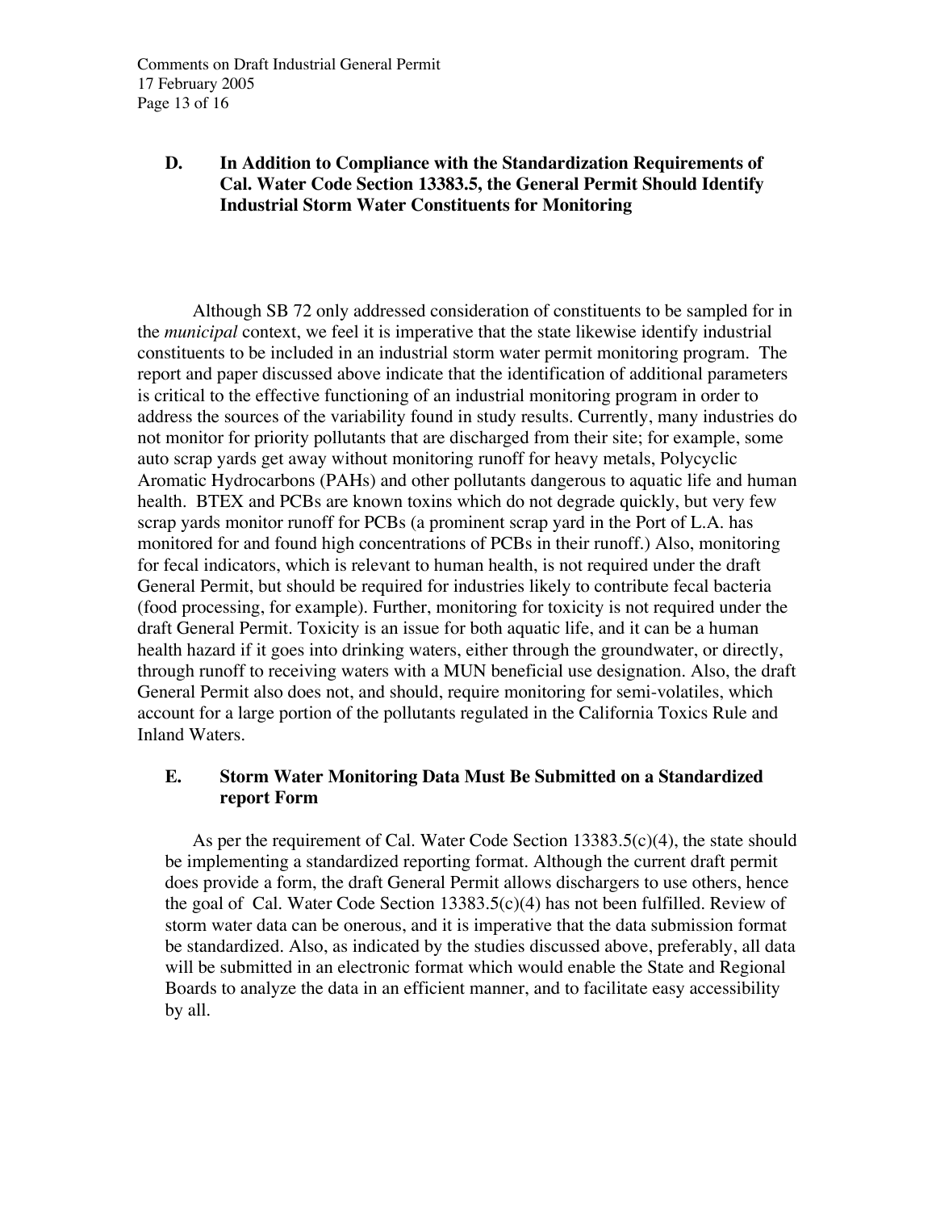## D. In Addition to Compliance with the Standardization Requirements of Cal. Water Code Section 13383.5, the General Permit Should Identify Industrial Storm Water Constituents for Monitoring

Although SB 72 only addressed consideration of constituents to be sampled for in the *municipal* context, we feel it is imperative that the state likewise identify industrial constituents to be included in an industrial storm water permit monitoring program. The report and paper discussed above indicate that the identification of additional parameters is critical to the effective functioning of an industrial monitoring program in order to address the sources of the variability found in study results. Currently, many industries do not monitor for priority pollutants that are discharged from their site; for example, some auto scrap yards get away without monitoring runoff for heavy metals, Polycyclic Aromatic Hydrocarbons (PAHs) and other pollutants dangerous to aquatic life and human health. BTEX and PCBs are known toxins which do not degrade quickly, but very few scrap yards monitor runoff for PCBs (a prominent scrap yard in the Port of L.A. has monitored for and found high concentrations of PCBs in their runoff.) Also, monitoring for fecal indicators, which is relevant to human health, is not required under the draft General Permit, but should be required for industries likely to contribute fecal bacteria (food processing, for example). Further, monitoring for toxicity is not required under the draft General Permit. Toxicity is an issue for both aquatic life, and it can be a human health hazard if it goes into drinking waters, either through the groundwater, or directly, through runoff to receiving waters with a MUN beneficial use designation. Also, the draft General Permit also does not, and should, require monitoring for semi-volatiles, which account for a large portion of the pollutants regulated in the California Toxics Rule and Inland Waters.

## E. Storm Water Monitoring Data Must Be Submitted on a Standardized report Form

As per the requirement of Cal. Water Code Section 13383.5(c)(4), the state should be implementing a standardized reporting format. Although the current draft permit does provide a form, the draft General Permit allows dischargers to use others, hence the goal of Cal. Water Code Section 13383.5(c)(4) has not been fulfilled. Review of storm water data can be onerous, and it is imperative that the data submission format be standardized. Also, as indicated by the studies discussed above, preferably, all data will be submitted in an electronic format which would enable the State and Regional Boards to analyze the data in an efficient manner, and to facilitate easy accessibility by all.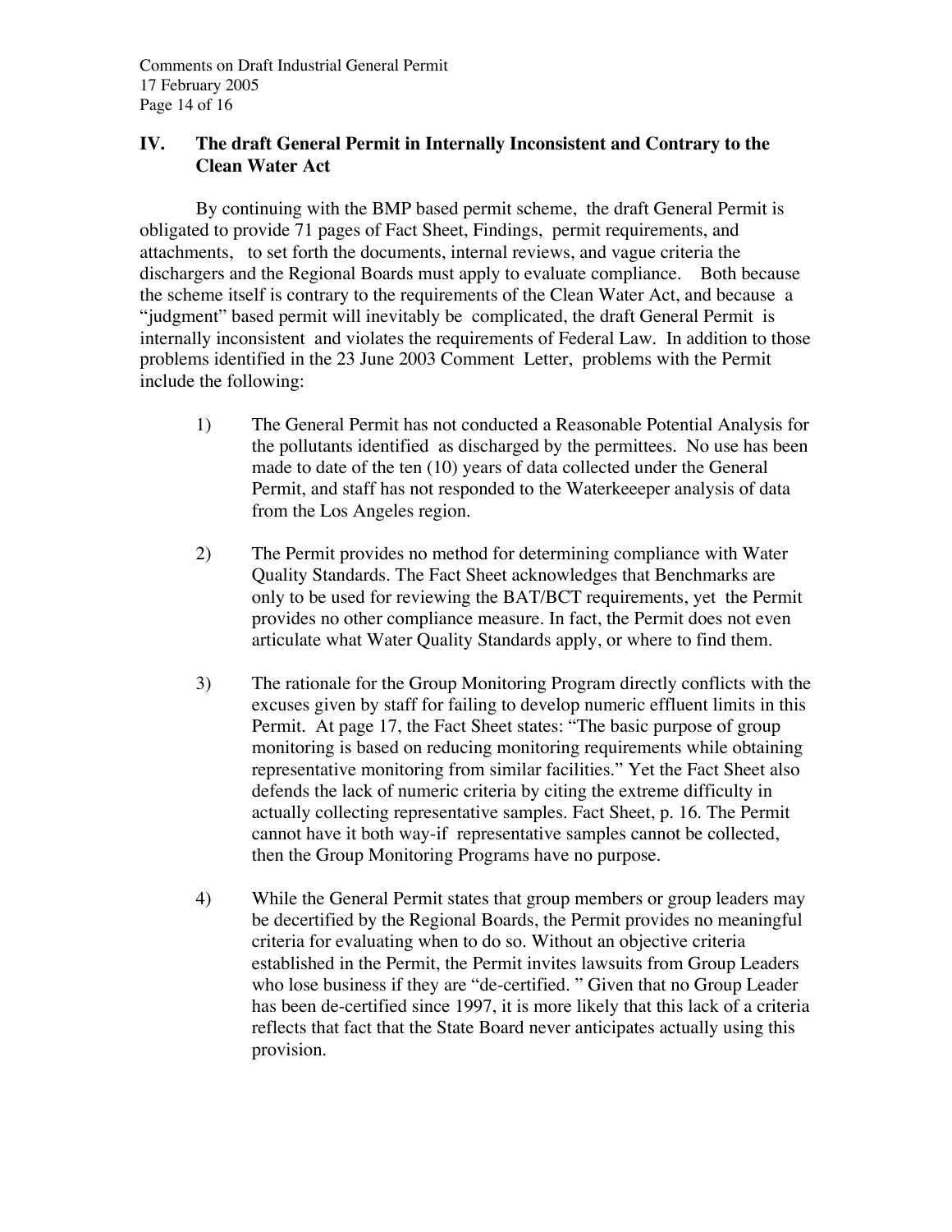## IV. The draft General Permit in Internally Inconsistent and Contrary to the Clean Water Act

By continuing with the BMP based permit scheme, the draft General Permit is obligated to provide 71 pages of Fact Sheet, Findings, permit requirements, and attachments, to set forth the documents, internal reviews, and vague criteria the dischargers and the Regional Boards must apply to evaluate compliance. Both because the scheme itself is contrary to the requirements of the Clean Water Act, and because a "judgment" based permit will inevitably be complicated, the draft General Permit is internally inconsistent and violates the requirements of Federal Law. In addition to those problems identified in the 23 June 2003 Comment Letter, problems with the Permit include the following:

1) The General Permit has not conducted a Reasonable Potential Analysis for the pollutants identified as discharged by the permittees. No use has been made to date of the ten (10) years of data collected under the General Permit, and staff has not responded to the Waterkeeeper analysis of data from the Los Angeles region.

2) The Permit provides no method for determining compliance with Water Quality Standards. The Fact Sheet acknowledges that Benchmarks are only to be used for reviewing the BAT/BCT requirements, yet the Permit provides no other compliance measure. In fact, the Permit does not even articulate what Water Quality Standards apply, or where to find them.

3) The rationale for the Group Monitoring Program directly conflicts with the excuses given by staff for failing to develop numeric effluent limits in this Permit. At page 17, the Fact Sheet states: "The basic purpose of group monitoring is based on reducing monitoring requirements while obtaining representative monitoring from similar facilities." Yet the Fact Sheet also defends the lack of numeric criteria by citing the extreme difficulty in actually collecting representative samples. Fact Sheet, p. 16. The Permit cannot have it both way-if representative samples cannot be collected, then the Group Monitoring Programs have no purpose.

4) While the General Permit states that group members or group leaders may be decertified by the Regional Boards, the Permit provides no meaningful criteria for evaluating when to do so. Without an objective criteria established in the Permit, the Permit invites lawsuits from Group Leaders who lose business if they are "de-certified. " Given that no Group Leader has been de-certified since 1997, it is more likely that this lack of a criteria reflects that fact that the State Board never anticipates actually using this provision.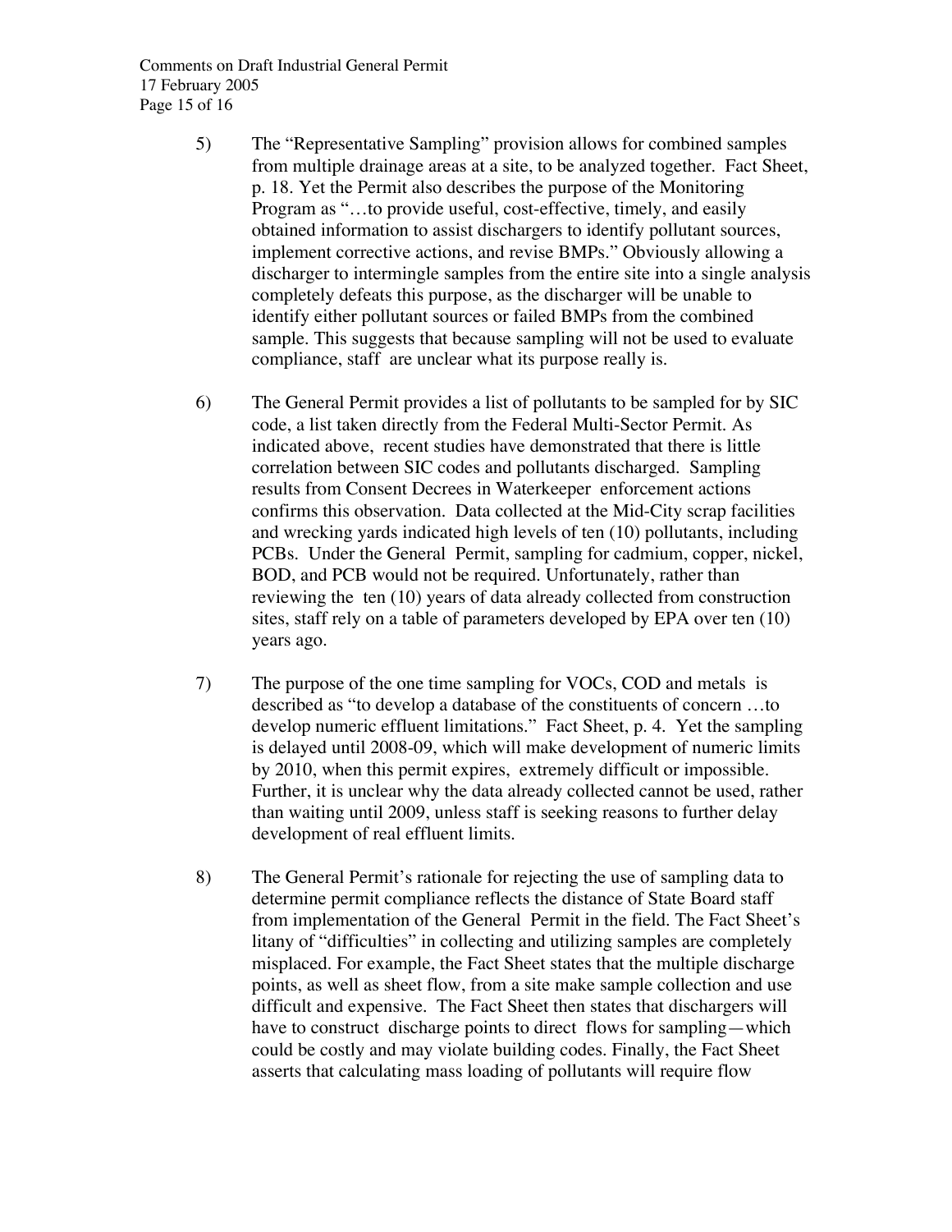5) The "Representative Sampling" provision allows for combined samples from multiple drainage areas at a site, to be analyzed together. Fact Sheet, p. 18. Yet the Permit also describes the purpose of the Monitoring Program as "…to provide useful, cost-effective, timely, and easily obtained information to assist dischargers to identify pollutant sources, implement corrective actions, and revise BMPs." Obviously allowing a discharger to intermingle samples from the entire site into a single analysis completely defeats this purpose, as the discharger will be unable to identify either pollutant sources or failed BMPs from the combined sample. This suggests that because sampling will not be used to evaluate compliance, staff are unclear what its purpose really is.

6) The General Permit provides a list of pollutants to be sampled for by SIC code, a list taken directly from the Federal Multi-Sector Permit. As indicated above, recent studies have demonstrated that there is little correlation between SIC codes and pollutants discharged. Sampling results from Consent Decrees in Waterkeeper enforcement actions confirms this observation. Data collected at the Mid-City scrap facilities and wrecking yards indicated high levels of ten (10) pollutants, including PCBs. Under the General Permit, sampling for cadmium, copper, nickel, BOD, and PCB would not be required. Unfortunately, rather than reviewing the ten (10) years of data already collected from construction sites, staff rely on a table of parameters developed by EPA over ten (10) years ago.

7) The purpose of the one time sampling for VOCs, COD and metals is described as "to develop a database of the constituents of concern …to develop numeric effluent limitations." Fact Sheet, p. 4. Yet the sampling is delayed until 2008-09, which will make development of numeric limits by 2010, when this permit expires, extremely difficult or impossible. Further, it is unclear why the data already collected cannot be used, rather than waiting until 2009, unless staff is seeking reasons to further delay development of real effluent limits.

8) The General Permit's rationale for rejecting the use of sampling data to determine permit compliance reflects the distance of State Board staff from implementation of the General Permit in the field. The Fact Sheet's litany of "difficulties" in collecting and utilizing samples are completely misplaced. For example, the Fact Sheet states that the multiple discharge points, as well as sheet flow, from a site make sample collection and use difficult and expensive. The Fact Sheet then states that dischargers will have to construct discharge points to direct flows for sampling—which could be costly and may violate building codes. Finally, the Fact Sheet asserts that calculating mass loading of pollutants will require flow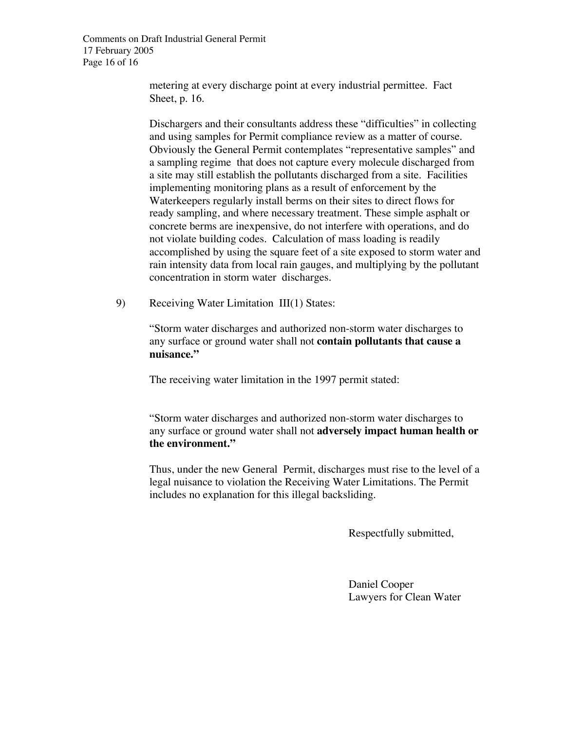metering at every discharge point at every industrial permittee. Fact Sheet, p. 16.

Dischargers and their consultants address these "difficulties" in collecting and using samples for Permit compliance review as a matter of course. Obviously the General Permit contemplates "representative samples" and a sampling regime that does not capture every molecule discharged from a site may still establish the pollutants discharged from a site. Facilities implementing monitoring plans as a result of enforcement by the Waterkeepers regularly install berms on their sites to direct flows for ready sampling, and where necessary treatment. These simple asphalt or concrete berms are inexpensive, do not interfere with operations, and do not violate building codes. Calculation of mass loading is readily accomplished by using the square feet of a site exposed to storm water and rain intensity data from local rain gauges, and multiplying by the pollutant concentration in storm water discharges.

9) Receiving Water Limitation III(1) States:

"Storm water discharges and authorized non-storm water discharges to any surface or ground water shall not **contain pollutants that cause a nuisance."**

The receiving water limitation in the 1997 permit stated:

"Storm water discharges and authorized non-storm water discharges to any surface or ground water shall not **adversely impact human health or the environment."**

Thus, under the new General Permit, discharges must rise to the level of a legal nuisance to violation the Receiving Water Limitations. The Permit includes no explanation for this illegal backsliding.

Respectfully submitted,

Daniel Cooper
Lawyers for Clean Water